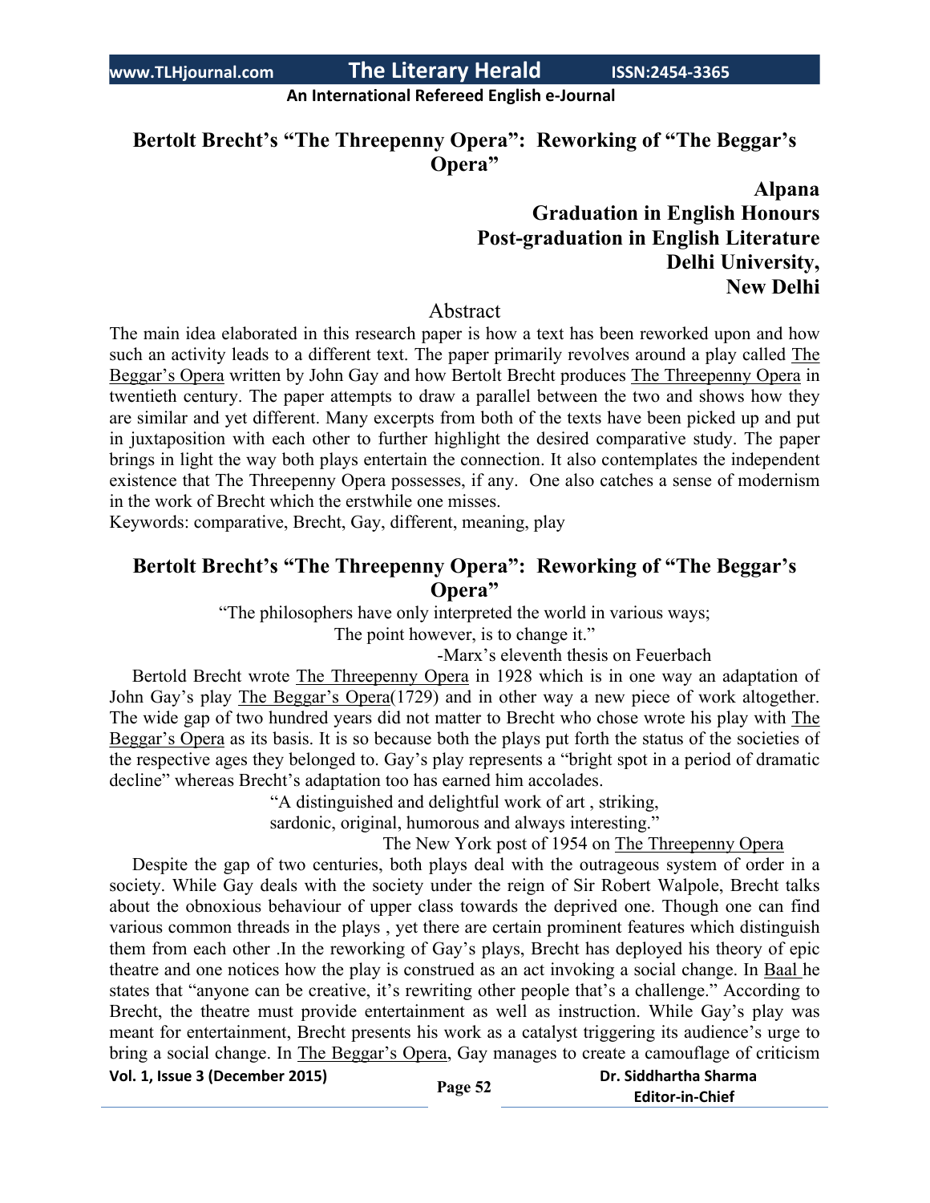# Bertolt Brecht's "The Threepenny Opera": Reworking of "The Beggar's Opera"

**Alpana**
**Graduation in English Honours**
**Post-graduation in English Literature**
**Delhi University,**
**New Delhi**

## Abstract

The main idea elaborated in this research paper is how a text has been reworked upon and how such an activity leads to a different text. The paper primarily revolves around a play called The Beggar's Opera written by John Gay and how Bertolt Brecht produces The Threepenny Opera in twentieth century. The paper attempts to draw a parallel between the two and shows how they are similar and yet different. Many excerpts from both of the texts have been picked up and put in juxtaposition with each other to further highlight the desired comparative study. The paper brings in light the way both plays entertain the connection. It also contemplates the independent existence that The Threepenny Opera possesses, if any. One also catches a sense of modernism in the work of Brecht which the erstwhile one misses.

Keywords: comparative, Brecht, Gay, different, meaning, play

## Bertolt Brecht's "The Threepenny Opera": Reworking of "The Beggar's Opera"

"The philosophers have only interpreted the world in various ways;
The point however, is to change it."
-Marx's eleventh thesis on Feuerbach

Bertold Brecht wrote The Threepenny Opera in 1928 which is in one way an adaptation of John Gay's play The Beggar's Opera(1729) and in other way a new piece of work altogether. The wide gap of two hundred years did not matter to Brecht who chose wrote his play with The Beggar's Opera as its basis. It is so because both the plays put forth the status of the societies of the respective ages they belonged to. Gay's play represents a "bright spot in a period of dramatic decline" whereas Brecht's adaptation too has earned him accolades.

"A distinguished and delightful work of art , striking,
sardonic, original, humorous and always interesting."
The New York post of 1954 on The Threepenny Opera

Despite the gap of two centuries, both plays deal with the outrageous system of order in a society. While Gay deals with the society under the reign of Sir Robert Walpole, Brecht talks about the obnoxious behaviour of upper class towards the deprived one. Though one can find various common threads in the plays , yet there are certain prominent features which distinguish them from each other .In the reworking of Gay's plays, Brecht has deployed his theory of epic theatre and one notices how the play is construed as an act invoking a social change. In Baal he states that "anyone can be creative, it's rewriting other people that's a challenge." According to Brecht, the theatre must provide entertainment as well as instruction. While Gay's play was meant for entertainment, Brecht presents his work as a catalyst triggering its audience's urge to bring a social change. In The Beggar's Opera, Gay manages to create a camouflage of criticism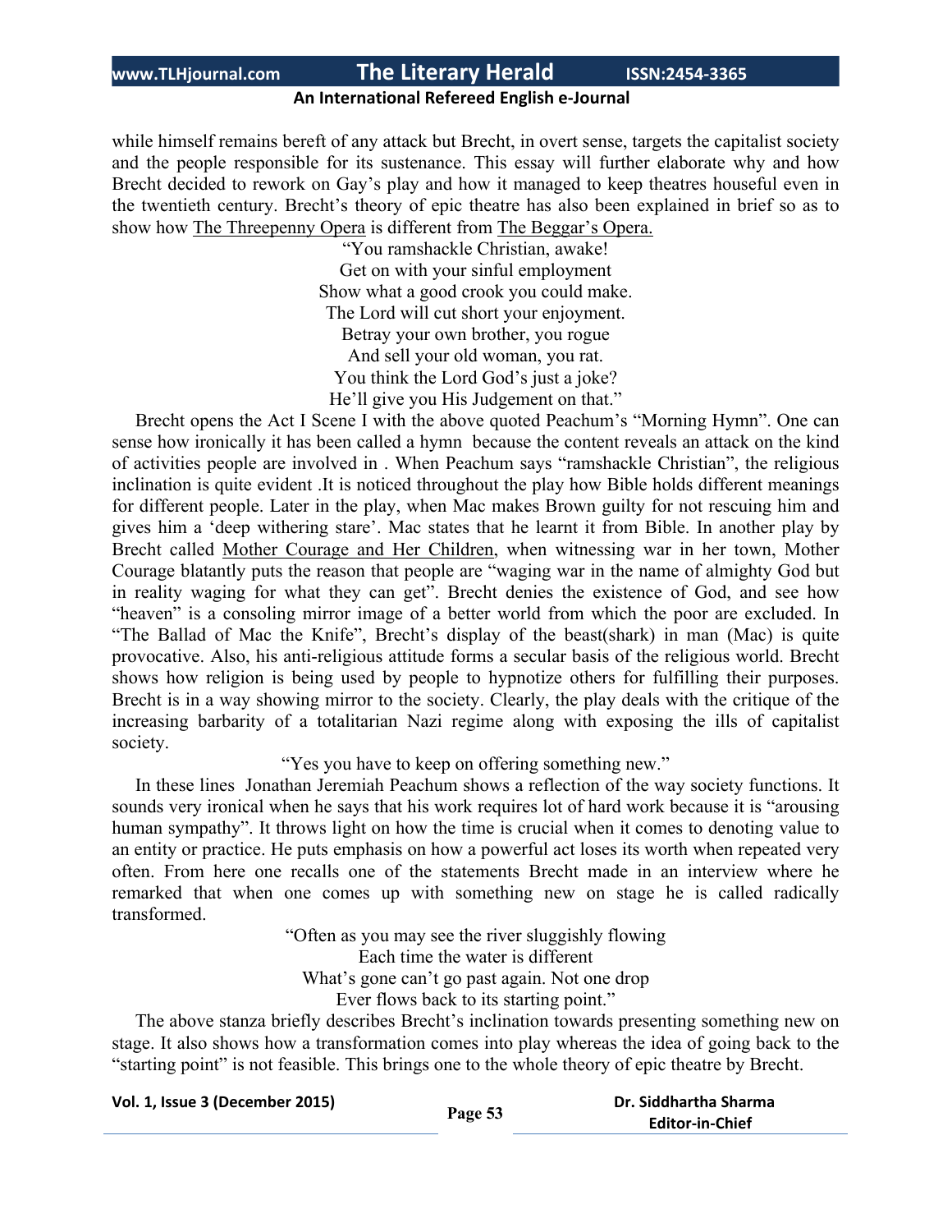while himself remains bereft of any attack but Brecht, in overt sense, targets the capitalist society and the people responsible for its sustenance. This essay will further elaborate why and how Brecht decided to rework on Gay's play and how it managed to keep theatres houseful even in the twentieth century. Brecht's theory of epic theatre has also been explained in brief so as to show how The Threepenny Opera is different from The Beggar's Opera.

"You ramshackle Christian, awake!  
Get on with your sinful employment  
Show what a good crook you could make.  
The Lord will cut short your enjoyment.  
Betray your own brother, you rogue  
And sell your old woman, you rat.  
You think the Lord God's just a joke?  
He'll give you His Judgement on that."

Brecht opens the Act I Scene I with the above quoted Peachum's "Morning Hymn". One can sense how ironically it has been called a hymn because the content reveals an attack on the kind of activities people are involved in . When Peachum says "ramshackle Christian", the religious inclination is quite evident .It is noticed throughout the play how Bible holds different meanings for different people. Later in the play, when Mac makes Brown guilty for not rescuing him and gives him a 'deep withering stare'. Mac states that he learnt it from Bible. In another play by Brecht called Mother Courage and Her Children, when witnessing war in her town, Mother Courage blatantly puts the reason that people are "waging war in the name of almighty God but in reality waging for what they can get". Brecht denies the existence of God, and see how "heaven" is a consoling mirror image of a better world from which the poor are excluded. In "The Ballad of Mac the Knife", Brecht's display of the beast(shark) in man (Mac) is quite provocative. Also, his anti-religious attitude forms a secular basis of the religious world. Brecht shows how religion is being used by people to hypnotize others for fulfilling their purposes. Brecht is in a way showing mirror to the society. Clearly, the play deals with the critique of the increasing barbarity of a totalitarian Nazi regime along with exposing the ills of capitalist society.

"Yes you have to keep on offering something new."

In these lines Jonathan Jeremiah Peachum shows a reflection of the way society functions. It sounds very ironical when he says that his work requires lot of hard work because it is "arousing human sympathy". It throws light on how the time is crucial when it comes to denoting value to an entity or practice. He puts emphasis on how a powerful act loses its worth when repeated very often. From here one recalls one of the statements Brecht made in an interview where he remarked that when one comes up with something new on stage he is called radically transformed.

"Often as you may see the river sluggishly flowing  
Each time the water is different  
What's gone can't go past again. Not one drop  
Ever flows back to its starting point."

The above stanza briefly describes Brecht's inclination towards presenting something new on stage. It also shows how a transformation comes into play whereas the idea of going back to the "starting point" is not feasible. This brings one to the whole theory of epic theatre by Brecht.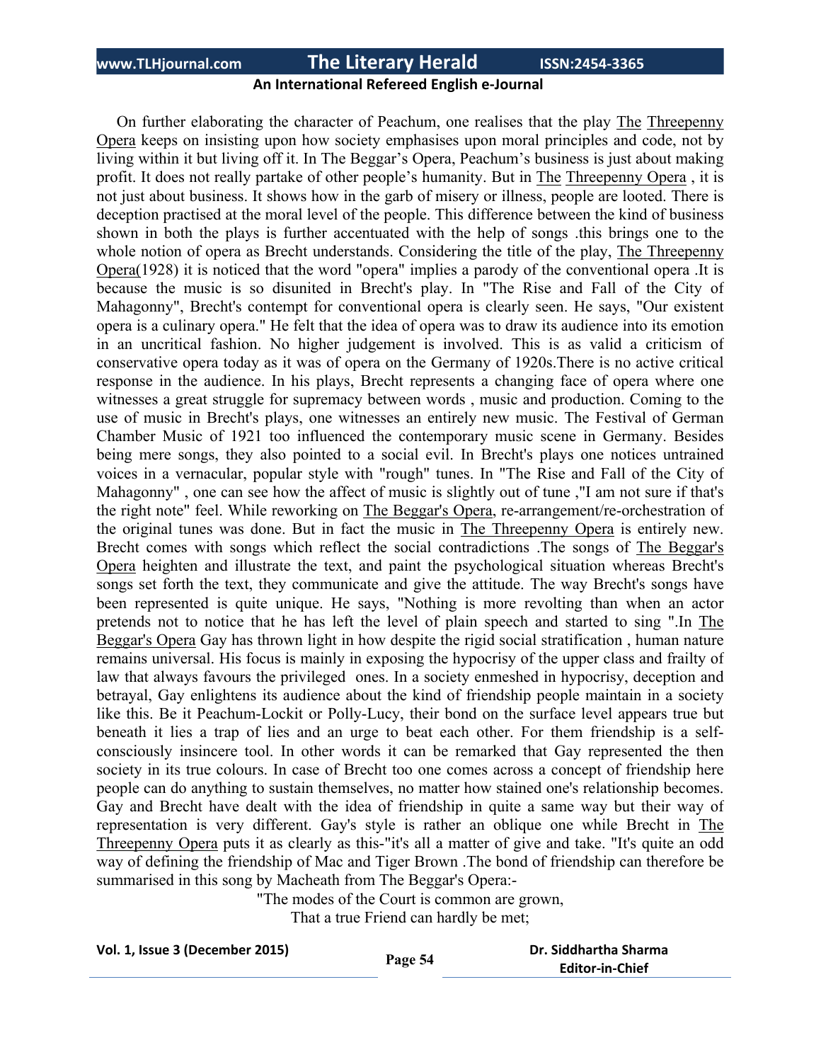On further elaborating the character of Peachum, one realises that the play The Threepenny Opera keeps on insisting upon how society emphasises upon moral principles and code, not by living within it but living off it. In The Beggar's Opera, Peachum's business is just about making profit. It does not really partake of other people's humanity. But in The Threepenny Opera , it is not just about business. It shows how in the garb of misery or illness, people are looted. There is deception practised at the moral level of the people. This difference between the kind of business shown in both the plays is further accentuated with the help of songs .this brings one to the whole notion of opera as Brecht understands. Considering the title of the play, The Threepenny Opera(1928) it is noticed that the word "opera" implies a parody of the conventional opera .It is because the music is so disunited in Brecht's play. In "The Rise and Fall of the City of Mahagonny", Brecht's contempt for conventional opera is clearly seen. He says, "Our existent opera is a culinary opera." He felt that the idea of opera was to draw its audience into its emotion in an uncritical fashion. No higher judgement is involved. This is as valid a criticism of conservative opera today as it was of opera on the Germany of 1920s.There is no active critical response in the audience. In his plays, Brecht represents a changing face of opera where one witnesses a great struggle for supremacy between words , music and production. Coming to the use of music in Brecht's plays, one witnesses an entirely new music. The Festival of German Chamber Music of 1921 too influenced the contemporary music scene in Germany. Besides being mere songs, they also pointed to a social evil. In Brecht's plays one notices untrained voices in a vernacular, popular style with "rough" tunes. In "The Rise and Fall of the City of Mahagonny" , one can see how the affect of music is slightly out of tune ,"I am not sure if that's the right note" feel. While reworking on The Beggar's Opera, re-arrangement/re-orchestration of the original tunes was done. But in fact the music in The Threepenny Opera is entirely new. Brecht comes with songs which reflect the social contradictions .The songs of The Beggar's Opera heighten and illustrate the text, and paint the psychological situation whereas Brecht's songs set forth the text, they communicate and give the attitude. The way Brecht's songs have been represented is quite unique. He says, "Nothing is more revolting than when an actor pretends not to notice that he has left the level of plain speech and started to sing ".In The Beggar's Opera Gay has thrown light in how despite the rigid social stratification , human nature remains universal. His focus is mainly in exposing the hypocrisy of the upper class and frailty of law that always favours the privileged ones. In a society enmeshed in hypocrisy, deception and betrayal, Gay enlightens its audience about the kind of friendship people maintain in a society like this. Be it Peachum-Lockit or Polly-Lucy, their bond on the surface level appears true but beneath it lies a trap of lies and an urge to beat each other. For them friendship is a self-consciously insincere tool. In other words it can be remarked that Gay represented the then society in its true colours. In case of Brecht too one comes across a concept of friendship here people can do anything to sustain themselves, no matter how stained one's relationship becomes. Gay and Brecht have dealt with the idea of friendship in quite a same way but their way of representation is very different. Gay's style is rather an oblique one while Brecht in The Threepenny Opera puts it as clearly as this-"it's all a matter of give and take. "It's quite an odd way of defining the friendship of Mac and Tiger Brown .The bond of friendship can therefore be summarised in this song by Macheath from The Beggar's Opera:-

"The modes of the Court is common are grown,
That a true Friend can hardly be met;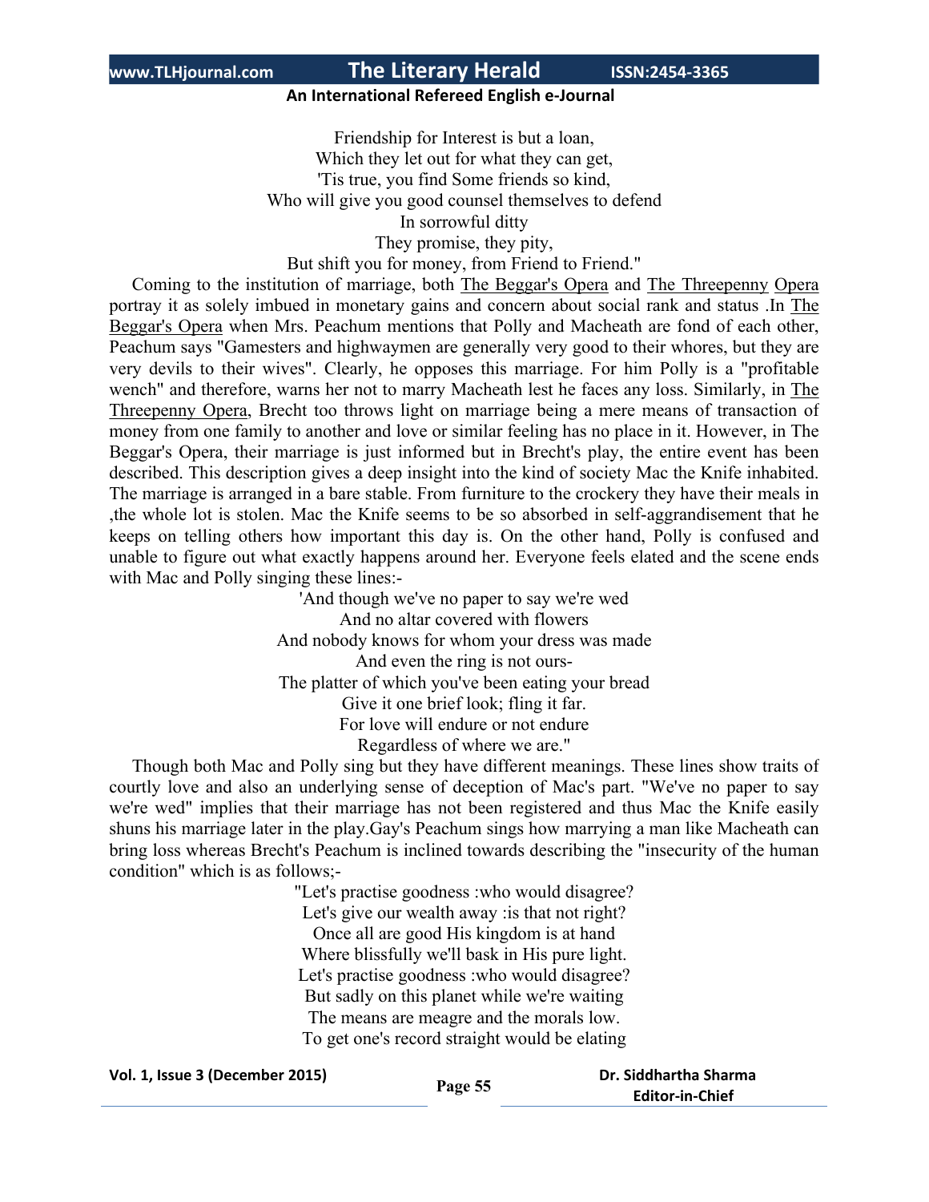Friendship for Interest is but a loan,  
Which they let out for what they can get,  
'Tis true, you find Some friends so kind,  
Who will give you good counsel themselves to defend  
In sorrowful ditty  
They promise, they pity,  
But shift you for money, from Friend to Friend."

Coming to the institution of marriage, both The Beggar's Opera and The Threepenny Opera portray it as solely imbued in monetary gains and concern about social rank and status .In The Beggar's Opera when Mrs. Peachum mentions that Polly and Macheath are fond of each other, Peachum says "Gamesters and highwaymen are generally very good to their whores, but they are very devils to their wives". Clearly, he opposes this marriage. For him Polly is a "profitable wench" and therefore, warns her not to marry Macheath lest he faces any loss. Similarly, in The Threepenny Opera, Brecht too throws light on marriage being a mere means of transaction of money from one family to another and love or similar feeling has no place in it. However, in The Beggar's Opera, their marriage is just informed but in Brecht's play, the entire event has been described. This description gives a deep insight into the kind of society Mac the Knife inhabited. The marriage is arranged in a bare stable. From furniture to the crockery they have their meals in ,the whole lot is stolen. Mac the Knife seems to be so absorbed in self-aggrandisement that he keeps on telling others how important this day is. On the other hand, Polly is confused and unable to figure out what exactly happens around her. Everyone feels elated and the scene ends with Mac and Polly singing these lines:-

'And though we've no paper to say we're wed  
And no altar covered with flowers  
And nobody knows for whom your dress was made  
And even the ring is not ours-  
The platter of which you've been eating your bread  
Give it one brief look; fling it far.  
For love will endure or not endure  
Regardless of where we are."

Though both Mac and Polly sing but they have different meanings. These lines show traits of courtly love and also an underlying sense of deception of Mac's part. "We've no paper to say we're wed" implies that their marriage has not been registered and thus Mac the Knife easily shuns his marriage later in the play.Gay's Peachum sings how marrying a man like Macheath can bring loss whereas Brecht's Peachum is inclined towards describing the "insecurity of the human condition" which is as follows;-

"Let's practise goodness :who would disagree?  
Let's give our wealth away :is that not right?  
Once all are good His kingdom is at hand  
Where blissfully we'll bask in His pure light.  
Let's practise goodness :who would disagree?  
But sadly on this planet while we're waiting  
The means are meagre and the morals low.  
To get one's record straight would be elating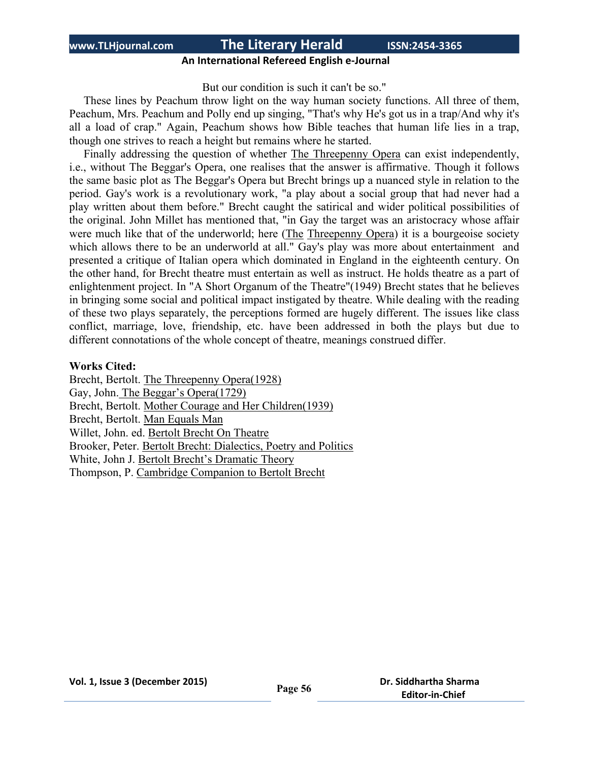But our condition is such it can't be so."

These lines by Peachum throw light on the way human society functions. All three of them, Peachum, Mrs. Peachum and Polly end up singing, "That's why He's got us in a trap/And why it's all a load of crap." Again, Peachum shows how Bible teaches that human life lies in a trap, though one strives to reach a height but remains where he started.

Finally addressing the question of whether The Threepenny Opera can exist independently, i.e., without The Beggar's Opera, one realises that the answer is affirmative. Though it follows the same basic plot as The Beggar's Opera but Brecht brings up a nuanced style in relation to the period. Gay's work is a revolutionary work, "a play about a social group that had never had a play written about them before." Brecht caught the satirical and wider political possibilities of the original. John Millet has mentioned that, "in Gay the target was an aristocracy whose affair were much like that of the underworld; here (The Threepenny Opera) it is a bourgeoise society which allows there to be an underworld at all." Gay's play was more about entertainment and presented a critique of Italian opera which dominated in England in the eighteenth century. On the other hand, for Brecht theatre must entertain as well as instruct. He holds theatre as a part of enlightenment project. In "A Short Organum of the Theatre"(1949) Brecht states that he believes in bringing some social and political impact instigated by theatre. While dealing with the reading of these two plays separately, the perceptions formed are hugely different. The issues like class conflict, marriage, love, friendship, etc. have been addressed in both the plays but due to different connotations of the whole concept of theatre, meanings construed differ.

**Works Cited:**

Brecht, Bertolt. The Threepenny Opera(1928)
Gay, John. The Beggar's Opera(1729)
Brecht, Bertolt. Mother Courage and Her Children(1939)
Brecht, Bertolt. Man Equals Man
Willet, John. ed. Bertolt Brecht On Theatre
Brooker, Peter. Bertolt Brecht: Dialectics, Poetry and Politics
White, John J. Bertolt Brecht's Dramatic Theory
Thompson, P. Cambridge Companion to Bertolt Brecht